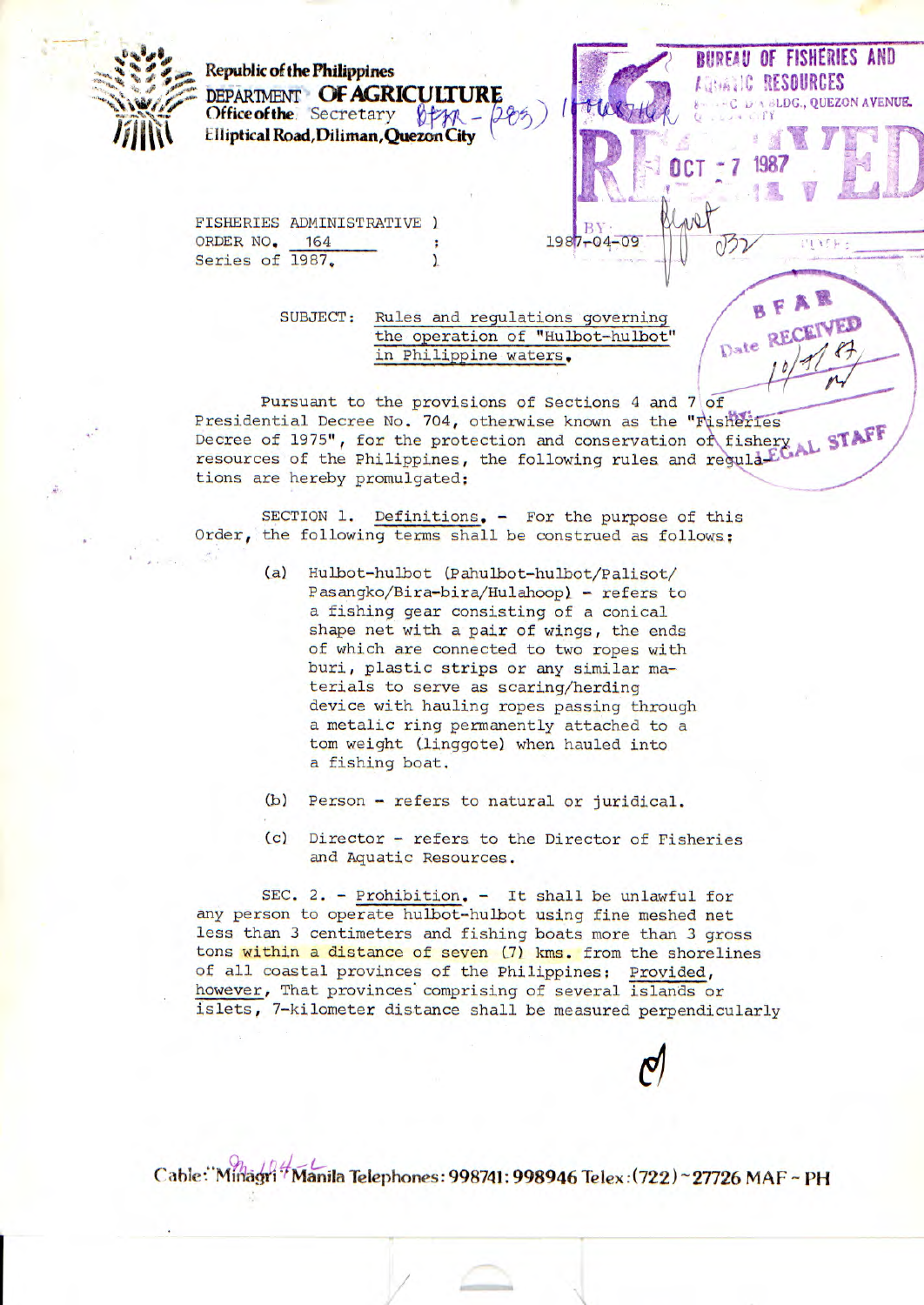Republic of the Philippines
DEPARTMENT OF AGRICULTURE
Office of the Secretary
Elliptical Road, Diliman, Quezon City

FISHERIES ADMINISTRATIVE )
ORDER NO. 164 :
Series of 1987. )

SUBJECT: Rules and regulations governing the operation of "Hulbot-hulbot" in Philippine waters.

Pursuant to the provisions of Sections 4 and 7 of Presidential Decree No. 704, otherwise known as the "Fisheries Decree of 1975", for the protection and conservation of fishery resources of the Philippines, the following rules and regulations are hereby promulgated:

SECTION 1. Definitions. - For the purpose of this Order, the following terms shall be construed as follows:

(a) Hulbot-hulbot (Pahulbot-hulbot/Palisot/Pasangko/Bira-bira/Hulahoop) - refers to a fishing gear consisting of a conical shape net with a pair of wings, the ends of which are connected to two ropes with buri, plastic strips or any similar materials to serve as scaring/herding device with hauling ropes passing through a metalic ring permanently attached to a tom weight (linggote) when hauled into a fishing boat.

(b) Person - refers to natural or juridical.

(c) Director - refers to the Director of Fisheries and Aquatic Resources.

SEC. 2. - Prohibition. - It shall be unlawful for any person to operate hulbot-hulbot using fine meshed net less than 3 centimeters and fishing boats more than 3 gross tons within a distance of seven (7) kms. from the shorelines of all coastal provinces of the Philippines: Provided, however, That provinces comprising of several islands or islets, 7-kilometer distance shall be measured perpendicularly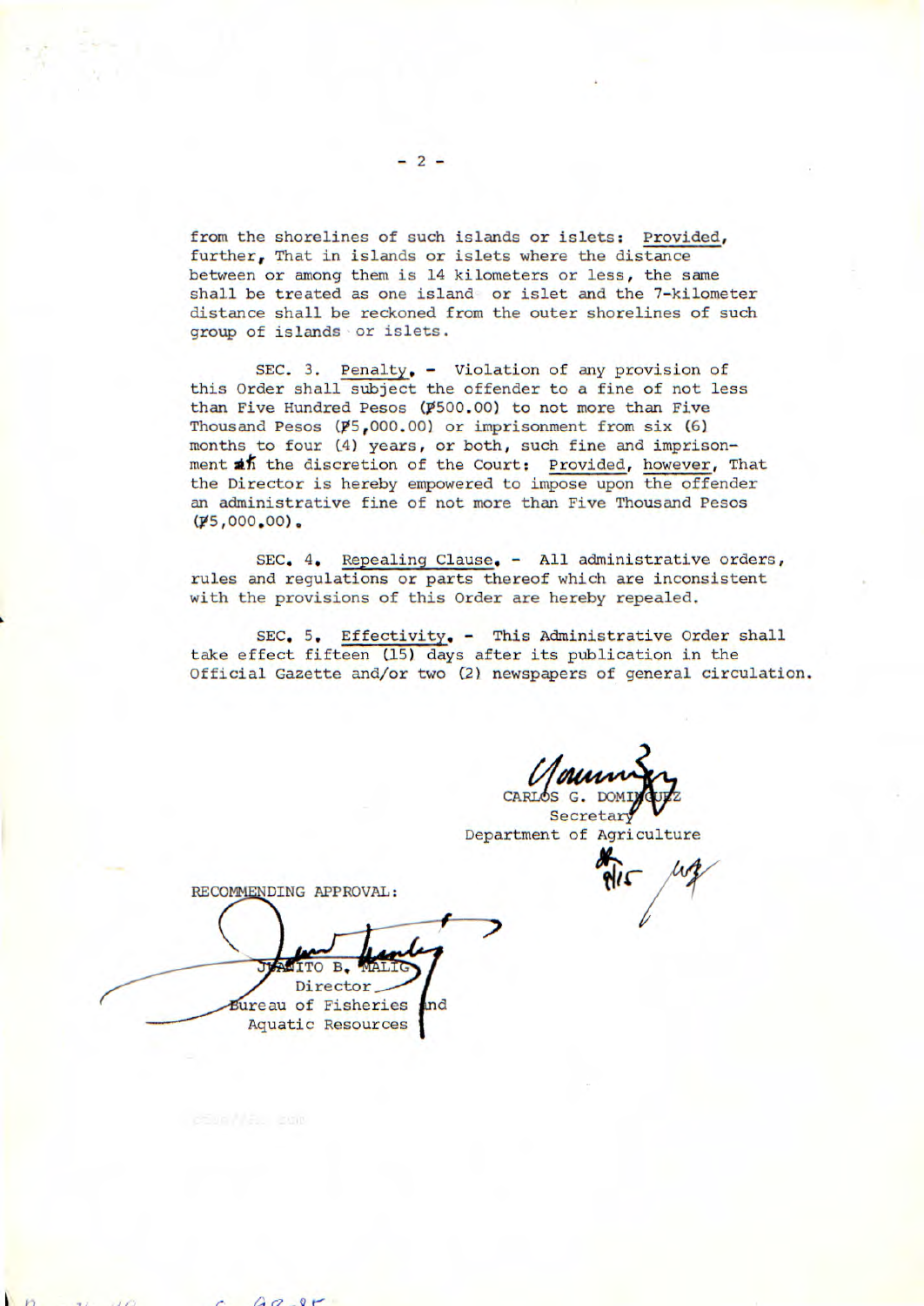from the shorelines of such islands or islets: Provided, further, That in islands or islets where the distance between or among them is 14 kilometers or less, the same shall be treated as one island or islet and the 7-kilometer distance shall be reckoned from the outer shorelines of such group of islands or islets.

SEC. 3. Penalty. - Violation of any provision of this Order shall subject the offender to a fine of not less than Five Hundred Pesos (₱500.00) to not more than Five Thousand Pesos (₱5,000.00) or imprisonment from six (6) months to four (4) years, or both, such fine and imprisonment at the discretion of the Court: Provided, however, That the Director is hereby empowered to impose upon the offender an administrative fine of not more than Five Thousand Pesos (₱5,000.00).

SEC. 4. Repealing Clause. - All administrative orders, rules and regulations or parts thereof which are inconsistent with the provisions of this Order are hereby repealed.

SEC. 5. Effectivity. - This Administrative Order shall take effect fifteen (15) days after its publication in the Official Gazette and/or two (2) newspapers of general circulation.

CARLOS G. DOMINGUEZ
Secretary
Department of Agriculture

RECOMMENDING APPROVAL:

JUANITO B. MALIG
Director
Bureau of Fisheries and Aquatic Resources